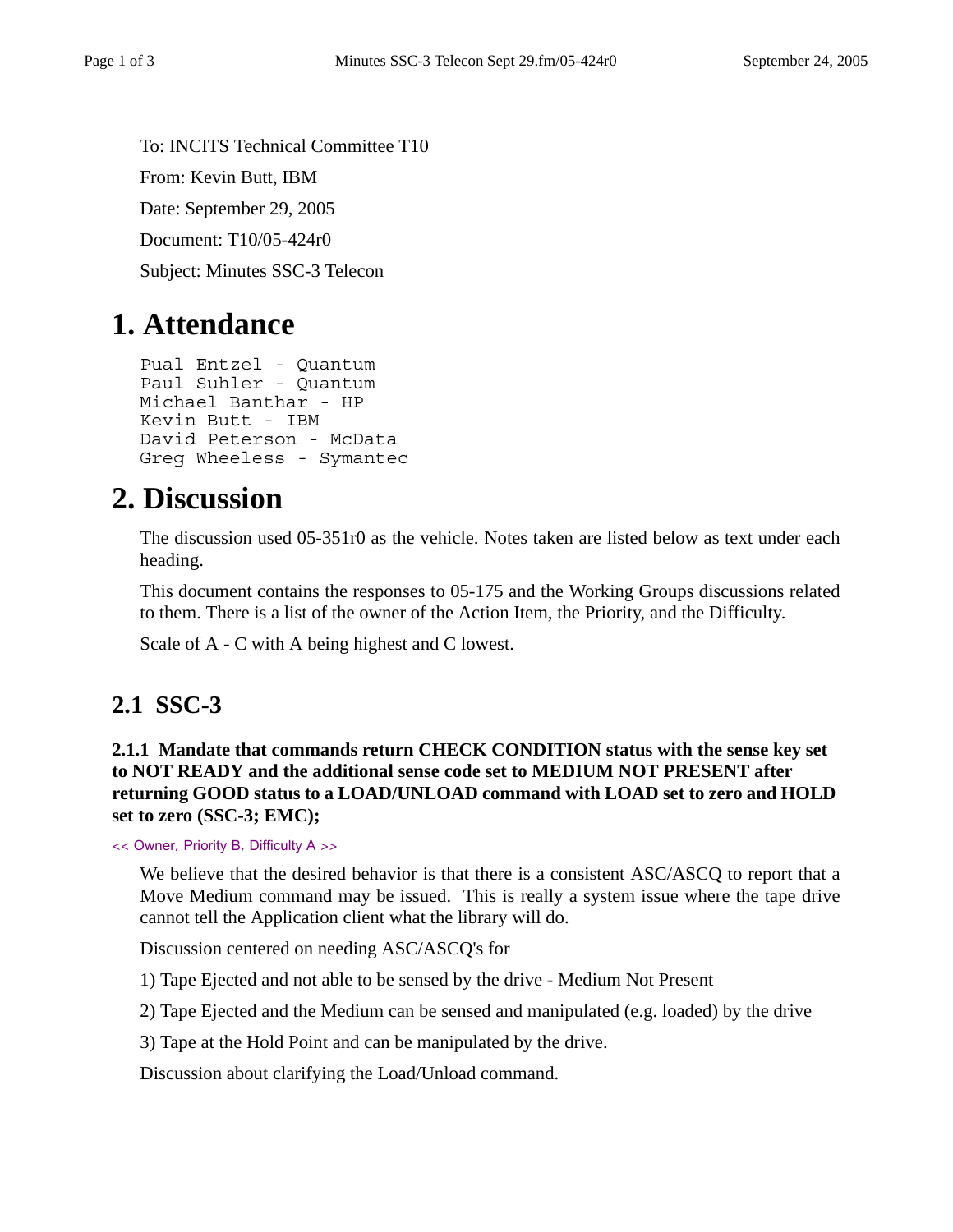To: INCITS Technical Committee T10

From: Kevin Butt, IBM

Date: September 29, 2005

Document: T10/05-424r0

Subject: Minutes SSC-3 Telecon

# 1. Attendance

```
Pual Entzel - Quantum
Paul Suhler - Quantum
Michael Banthar - HP
Kevin Butt - IBM
David Peterson - McData
Greg Wheeless - Symantec
```

# 2. Discussion

The discussion used 05-351r0 as the vehicle. Notes taken are listed below as text under each heading.

This document contains the responses to 05-175 and the Working Groups discussions related to them. There is a list of the owner of the Action Item, the Priority, and the Difficulty.

Scale of A - C with A being highest and C lowest.

## 2.1 SSC-3

### 2.1.1 Mandate that commands return CHECK CONDITION status with the sense key set to NOT READY and the additional sense code set to MEDIUM NOT PRESENT after returning GOOD status to a LOAD/UNLOAD command with LOAD set to zero and HOLD set to zero (SSC-3; EMC);

<< Owner, Priority B, Difficulty A >>

We believe that the desired behavior is that there is a consistent ASC/ASCQ to report that a Move Medium command may be issued. This is really a system issue where the tape drive cannot tell the Application client what the library will do.

Discussion centered on needing ASC/ASCQ's for

1) Tape Ejected and not able to be sensed by the drive - Medium Not Present

2) Tape Ejected and the Medium can be sensed and manipulated (e.g. loaded) by the drive

3) Tape at the Hold Point and can be manipulated by the drive.

Discussion about clarifying the Load/Unload command.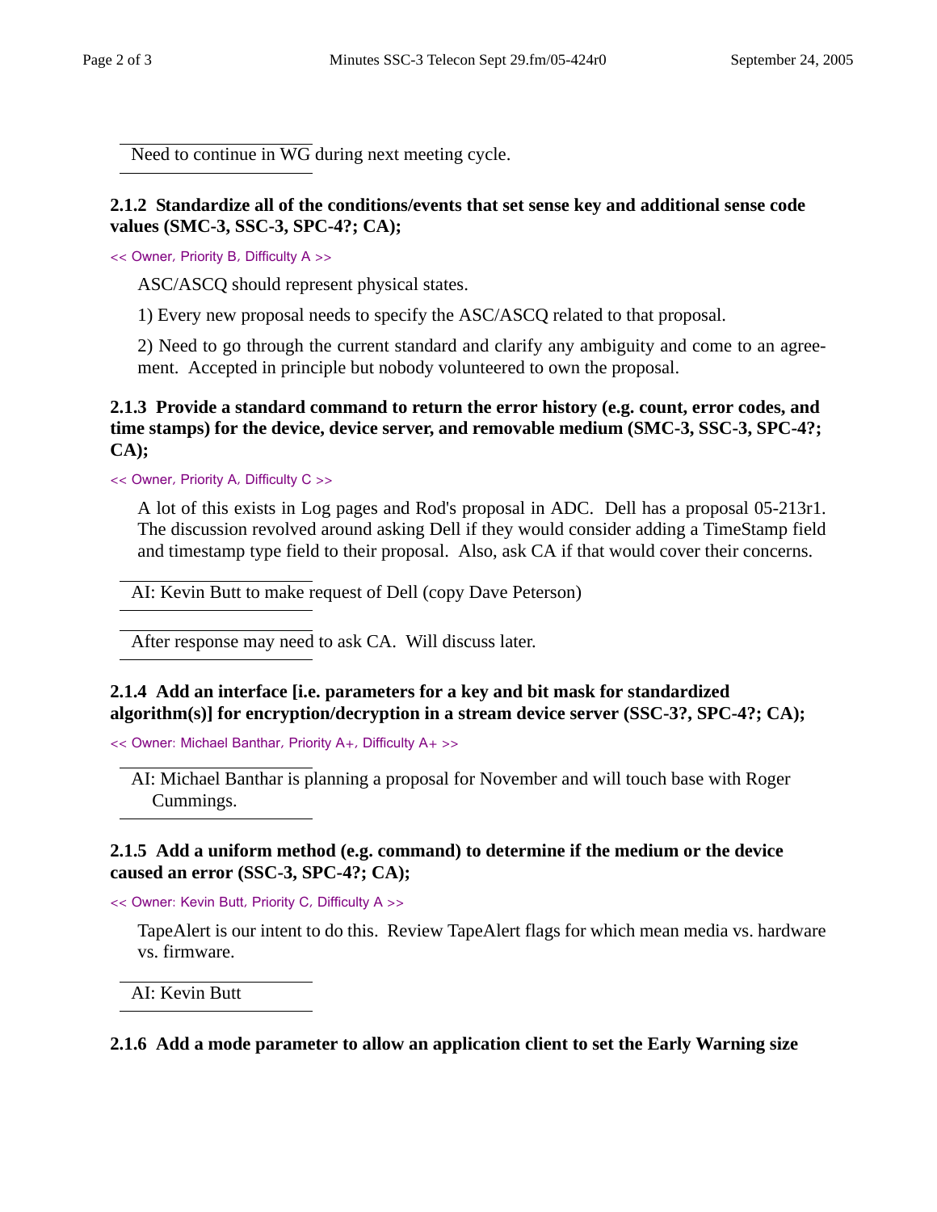Need to continue in WG during next meeting cycle.

### 2.1.2 Standardize all of the conditions/events that set sense key and additional sense code values (SMC-3, SSC-3, SPC-4?; CA);

<< Owner, Priority B, Difficulty A >>

ASC/ASCQ should represent physical states.

1) Every new proposal needs to specify the ASC/ASCQ related to that proposal.

2) Need to go through the current standard and clarify any ambiguity and come to an agreement. Accepted in principle but nobody volunteered to own the proposal.

### 2.1.3 Provide a standard command to return the error history (e.g. count, error codes, and time stamps) for the device, device server, and removable medium (SMC-3, SSC-3, SPC-4?; CA);

<< Owner, Priority A, Difficulty C >>

A lot of this exists in Log pages and Rod's proposal in ADC. Dell has a proposal 05-213r1. The discussion revolved around asking Dell if they would consider adding a TimeStamp field and timestamp type field to their proposal. Also, ask CA if that would cover their concerns.

AI: Kevin Butt to make request of Dell (copy Dave Peterson)

After response may need to ask CA. Will discuss later.

### 2.1.4 Add an interface [i.e. parameters for a key and bit mask for standardized algorithm(s)] for encryption/decryption in a stream device server (SSC-3?, SPC-4?; CA);

<< Owner: Michael Banthar, Priority A+, Difficulty A+ >>

AI: Michael Banthar is planning a proposal for November and will touch base with Roger Cummings.

### 2.1.5 Add a uniform method (e.g. command) to determine if the medium or the device caused an error (SSC-3, SPC-4?; CA);

<< Owner: Kevin Butt, Priority C, Difficulty A >>

TapeAlert is our intent to do this. Review TapeAlert flags for which mean media vs. hardware vs. firmware.

AI: Kevin Butt

### 2.1.6 Add a mode parameter to allow an application client to set the Early Warning size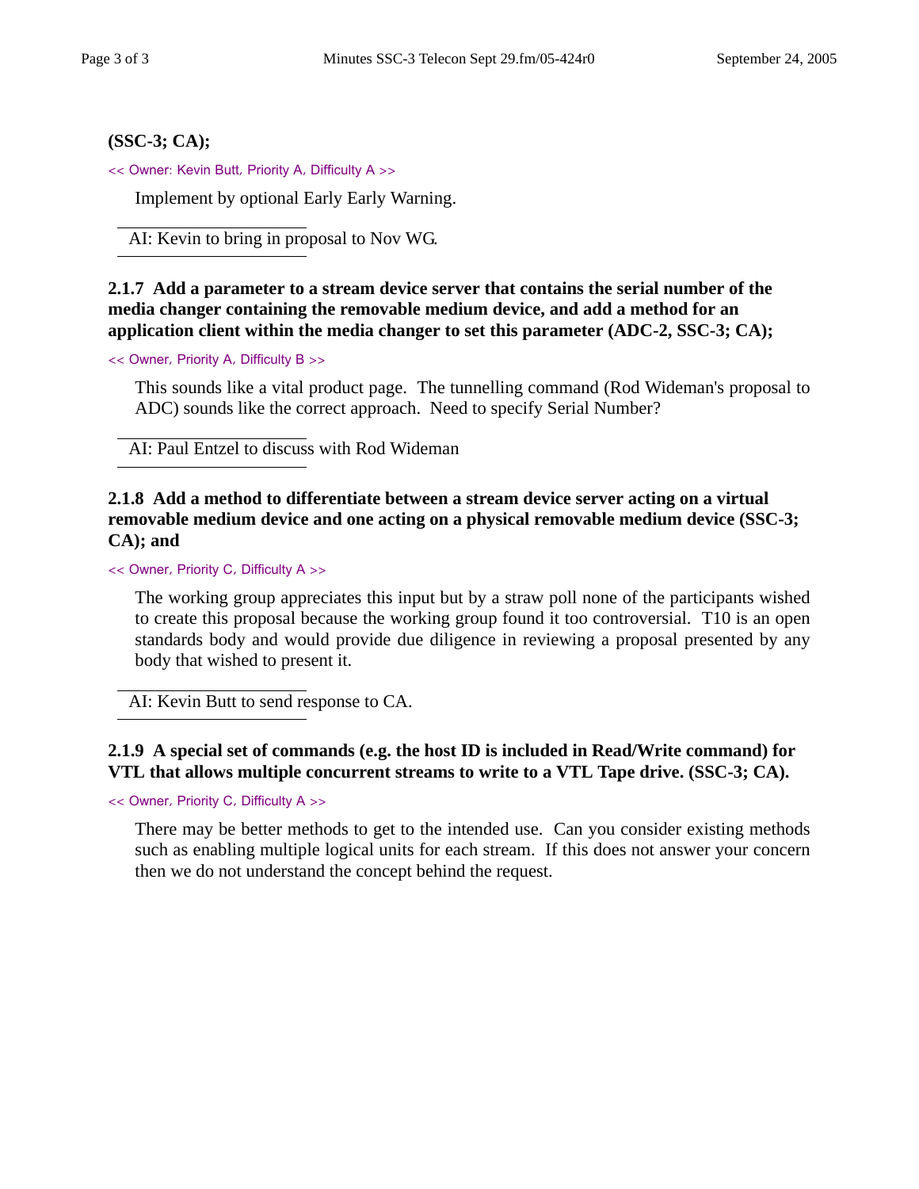**(SSC-3; CA);**

<< Owner: Kevin Butt, Priority A, Difficulty A >>

Implement by optional Early Early Warning.

AI: Kevin to bring in proposal to Nov WG.

### 2.1.7 Add a parameter to a stream device server that contains the serial number of the media changer containing the removable medium device, and add a method for an application client within the media changer to set this parameter (ADC-2, SSC-3; CA);

<< Owner, Priority A, Difficulty B >>

This sounds like a vital product page. The tunnelling command (Rod Wideman's proposal to ADC) sounds like the correct approach. Need to specify Serial Number?

AI: Paul Entzel to discuss with Rod Wideman

### 2.1.8 Add a method to differentiate between a stream device server acting on a virtual removable medium device and one acting on a physical removable medium device (SSC-3; CA); and

<< Owner, Priority C, Difficulty A >>

The working group appreciates this input but by a straw poll none of the participants wished to create this proposal because the working group found it too controversial. T10 is an open standards body and would provide due diligence in reviewing a proposal presented by any body that wished to present it.

AI: Kevin Butt to send response to CA.

### 2.1.9 A special set of commands (e.g. the host ID is included in Read/Write command) for VTL that allows multiple concurrent streams to write to a VTL Tape drive. (SSC-3; CA).

<< Owner, Priority C, Difficulty A >>

There may be better methods to get to the intended use. Can you consider existing methods such as enabling multiple logical units for each stream. If this does not answer your concern then we do not understand the concept behind the request.